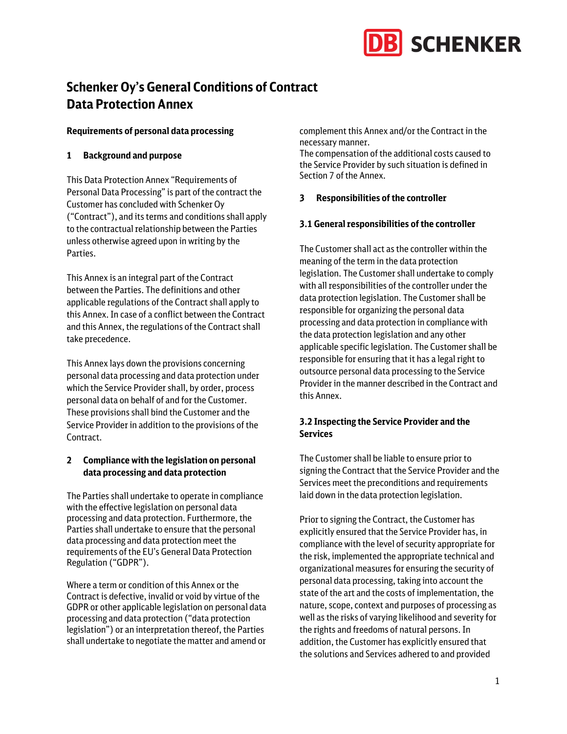# Schenker Oy's General Conditions of Contract Data Protection Annex

**Requirements of personal data processing**

## 1 Background and purpose

This Data Protection Annex "Requirements of Personal Data Processing" is part of the contract the Customer has concluded with Schenker Oy ("Contract"), and its terms and conditions shall apply to the contractual relationship between the Parties unless otherwise agreed upon in writing by the Parties.

This Annex is an integral part of the Contract between the Parties. The definitions and other applicable regulations of the Contract shall apply to this Annex. In case of a conflict between the Contract and this Annex, the regulations of the Contract shall take precedence.

This Annex lays down the provisions concerning personal data processing and data protection under which the Service Provider shall, by order, process personal data on behalf of and for the Customer. These provisions shall bind the Customer and the Service Provider in addition to the provisions of the Contract.

## 2 Compliance with the legislation on personal data processing and data protection

The Parties shall undertake to operate in compliance with the effective legislation on personal data processing and data protection. Furthermore, the Parties shall undertake to ensure that the personal data processing and data protection meet the requirements of the EU's General Data Protection Regulation ("GDPR").

Where a term or condition of this Annex or the Contract is defective, invalid or void by virtue of the GDPR or other applicable legislation on personal data processing and data protection ("data protection legislation") or an interpretation thereof, the Parties shall undertake to negotiate the matter and amend or complement this Annex and/or the Contract in the necessary manner.
The compensation of the additional costs caused to the Service Provider by such situation is defined in Section 7 of the Annex.

## 3 Responsibilities of the controller

### 3.1 General responsibilities of the controller

The Customer shall act as the controller within the meaning of the term in the data protection legislation. The Customer shall undertake to comply with all responsibilities of the controller under the data protection legislation. The Customer shall be responsible for organizing the personal data processing and data protection in compliance with the data protection legislation and any other applicable specific legislation. The Customer shall be responsible for ensuring that it has a legal right to outsource personal data processing to the Service Provider in the manner described in the Contract and this Annex.

### 3.2 Inspecting the Service Provider and the Services

The Customer shall be liable to ensure prior to signing the Contract that the Service Provider and the Services meet the preconditions and requirements laid down in the data protection legislation.

Prior to signing the Contract, the Customer has explicitly ensured that the Service Provider has, in compliance with the level of security appropriate for the risk, implemented the appropriate technical and organizational measures for ensuring the security of personal data processing, taking into account the state of the art and the costs of implementation, the nature, scope, context and purposes of processing as well as the risks of varying likelihood and severity for the rights and freedoms of natural persons. In addition, the Customer has explicitly ensured that the solutions and Services adhered to and provided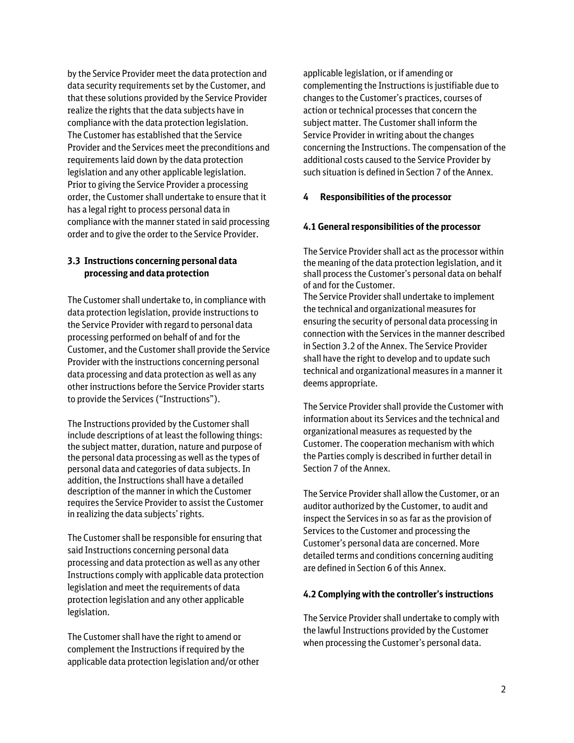by the Service Provider meet the data protection and data security requirements set by the Customer, and that these solutions provided by the Service Provider realize the rights that the data subjects have in compliance with the data protection legislation. The Customer has established that the Service Provider and the Services meet the preconditions and requirements laid down by the data protection legislation and any other applicable legislation. Prior to giving the Service Provider a processing order, the Customer shall undertake to ensure that it has a legal right to process personal data in compliance with the manner stated in said processing order and to give the order to the Service Provider.

### 3.3 Instructions concerning personal data processing and data protection

The Customer shall undertake to, in compliance with data protection legislation, provide instructions to the Service Provider with regard to personal data processing performed on behalf of and for the Customer, and the Customer shall provide the Service Provider with the instructions concerning personal data processing and data protection as well as any other instructions before the Service Provider starts to provide the Services ("Instructions").

The Instructions provided by the Customer shall include descriptions of at least the following things: the subject matter, duration, nature and purpose of the personal data processing as well as the types of personal data and categories of data subjects. In addition, the Instructions shall have a detailed description of the manner in which the Customer requires the Service Provider to assist the Customer in realizing the data subjects' rights.

The Customer shall be responsible for ensuring that said Instructions concerning personal data processing and data protection as well as any other Instructions comply with applicable data protection legislation and meet the requirements of data protection legislation and any other applicable legislation.

The Customer shall have the right to amend or complement the Instructions if required by the applicable data protection legislation and/or other applicable legislation, or if amending or complementing the Instructions is justifiable due to changes to the Customer's practices, courses of action or technical processes that concern the subject matter. The Customer shall inform the Service Provider in writing about the changes concerning the Instructions. The compensation of the additional costs caused to the Service Provider by such situation is defined in Section 7 of the Annex.

## 4 Responsibilities of the processor

### 4.1 General responsibilities of the processor

The Service Provider shall act as the processor within the meaning of the data protection legislation, and it shall process the Customer's personal data on behalf of and for the Customer.
The Service Provider shall undertake to implement the technical and organizational measures for ensuring the security of personal data processing in connection with the Services in the manner described in Section 3.2 of the Annex. The Service Provider shall have the right to develop and to update such technical and organizational measures in a manner it deems appropriate.

The Service Provider shall provide the Customer with information about its Services and the technical and organizational measures as requested by the Customer. The cooperation mechanism with which the Parties comply is described in further detail in Section 7 of the Annex.

The Service Provider shall allow the Customer, or an auditor authorized by the Customer, to audit and inspect the Services in so as far as the provision of Services to the Customer and processing the Customer's personal data are concerned. More detailed terms and conditions concerning auditing are defined in Section 6 of this Annex.

### 4.2 Complying with the controller's instructions

The Service Provider shall undertake to comply with the lawful Instructions provided by the Customer when processing the Customer's personal data.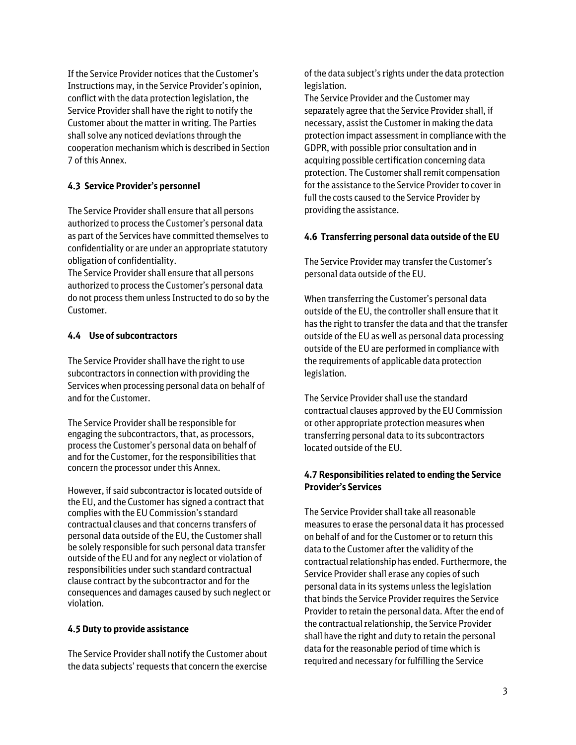If the Service Provider notices that the Customer's Instructions may, in the Service Provider's opinion, conflict with the data protection legislation, the Service Provider shall have the right to notify the Customer about the matter in writing. The Parties shall solve any noticed deviations through the cooperation mechanism which is described in Section 7 of this Annex.

### 4.3 Service Provider's personnel

The Service Provider shall ensure that all persons authorized to process the Customer's personal data as part of the Services have committed themselves to confidentiality or are under an appropriate statutory obligation of confidentiality.
The Service Provider shall ensure that all persons authorized to process the Customer's personal data do not process them unless Instructed to do so by the Customer.

### 4.4 Use of subcontractors

The Service Provider shall have the right to use subcontractors in connection with providing the Services when processing personal data on behalf of and for the Customer.

The Service Provider shall be responsible for engaging the subcontractors, that, as processors, process the Customer's personal data on behalf of and for the Customer, for the responsibilities that concern the processor under this Annex.

However, if said subcontractor is located outside of the EU, and the Customer has signed a contract that complies with the EU Commission's standard contractual clauses and that concerns transfers of personal data outside of the EU, the Customer shall be solely responsible for such personal data transfer outside of the EU and for any neglect or violation of responsibilities under such standard contractual clause contract by the subcontractor and for the consequences and damages caused by such neglect or violation.

### 4.5 Duty to provide assistance

The Service Provider shall notify the Customer about the data subjects' requests that concern the exercise of the data subject's rights under the data protection legislation.
The Service Provider and the Customer may separately agree that the Service Provider shall, if necessary, assist the Customer in making the data protection impact assessment in compliance with the GDPR, with possible prior consultation and in acquiring possible certification concerning data protection. The Customer shall remit compensation for the assistance to the Service Provider to cover in full the costs caused to the Service Provider by providing the assistance.

### 4.6 Transferring personal data outside of the EU

The Service Provider may transfer the Customer's personal data outside of the EU.

When transferring the Customer's personal data outside of the EU, the controller shall ensure that it has the right to transfer the data and that the transfer outside of the EU as well as personal data processing outside of the EU are performed in compliance with the requirements of applicable data protection legislation.

The Service Provider shall use the standard contractual clauses approved by the EU Commission or other appropriate protection measures when transferring personal data to its subcontractors located outside of the EU.

### 4.7 Responsibilities related to ending the Service Provider's Services

The Service Provider shall take all reasonable measures to erase the personal data it has processed on behalf of and for the Customer or to return this data to the Customer after the validity of the contractual relationship has ended. Furthermore, the Service Provider shall erase any copies of such personal data in its systems unless the legislation that binds the Service Provider requires the Service Provider to retain the personal data. After the end of the contractual relationship, the Service Provider shall have the right and duty to retain the personal data for the reasonable period of time which is required and necessary for fulfilling the Service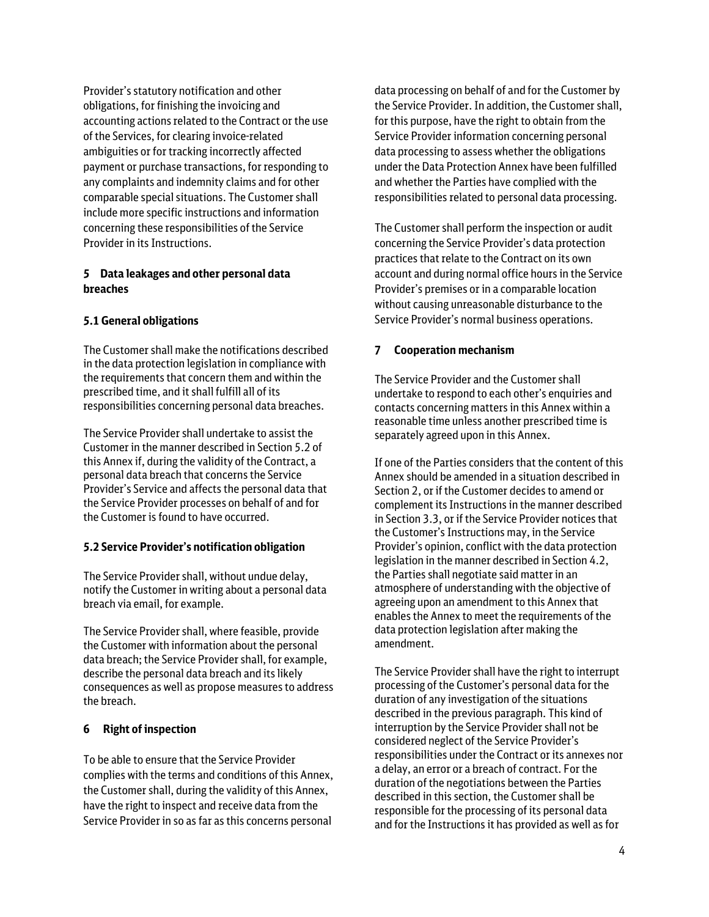Provider's statutory notification and other obligations, for finishing the invoicing and accounting actions related to the Contract or the use of the Services, for clearing invoice-related ambiguities or for tracking incorrectly affected payment or purchase transactions, for responding to any complaints and indemnity claims and for other comparable special situations. The Customer shall include more specific instructions and information concerning these responsibilities of the Service Provider in its Instructions.

## 5 Data leakages and other personal data breaches

### 5.1 General obligations

The Customer shall make the notifications described in the data protection legislation in compliance with the requirements that concern them and within the prescribed time, and it shall fulfill all of its responsibilities concerning personal data breaches.

The Service Provider shall undertake to assist the Customer in the manner described in Section 5.2 of this Annex if, during the validity of the Contract, a personal data breach that concerns the Service Provider's Service and affects the personal data that the Service Provider processes on behalf of and for the Customer is found to have occurred.

### 5.2 Service Provider's notification obligation

The Service Provider shall, without undue delay, notify the Customer in writing about a personal data breach via email, for example.

The Service Provider shall, where feasible, provide the Customer with information about the personal data breach; the Service Provider shall, for example, describe the personal data breach and its likely consequences as well as propose measures to address the breach.

## 6 Right of inspection

To be able to ensure that the Service Provider complies with the terms and conditions of this Annex, the Customer shall, during the validity of this Annex, have the right to inspect and receive data from the Service Provider in so as far as this concerns personal data processing on behalf of and for the Customer by the Service Provider. In addition, the Customer shall, for this purpose, have the right to obtain from the Service Provider information concerning personal data processing to assess whether the obligations under the Data Protection Annex have been fulfilled and whether the Parties have complied with the responsibilities related to personal data processing.

The Customer shall perform the inspection or audit concerning the Service Provider's data protection practices that relate to the Contract on its own account and during normal office hours in the Service Provider's premises or in a comparable location without causing unreasonable disturbance to the Service Provider's normal business operations.

## 7 Cooperation mechanism

The Service Provider and the Customer shall undertake to respond to each other's enquiries and contacts concerning matters in this Annex within a reasonable time unless another prescribed time is separately agreed upon in this Annex.

If one of the Parties considers that the content of this Annex should be amended in a situation described in Section 2, or if the Customer decides to amend or complement its Instructions in the manner described in Section 3.3, or if the Service Provider notices that the Customer's Instructions may, in the Service Provider's opinion, conflict with the data protection legislation in the manner described in Section 4.2, the Parties shall negotiate said matter in an atmosphere of understanding with the objective of agreeing upon an amendment to this Annex that enables the Annex to meet the requirements of the data protection legislation after making the amendment.

The Service Provider shall have the right to interrupt processing of the Customer's personal data for the duration of any investigation of the situations described in the previous paragraph. This kind of interruption by the Service Provider shall not be considered neglect of the Service Provider's responsibilities under the Contract or its annexes nor a delay, an error or a breach of contract. For the duration of the negotiations between the Parties described in this section, the Customer shall be responsible for the processing of its personal data and for the Instructions it has provided as well as for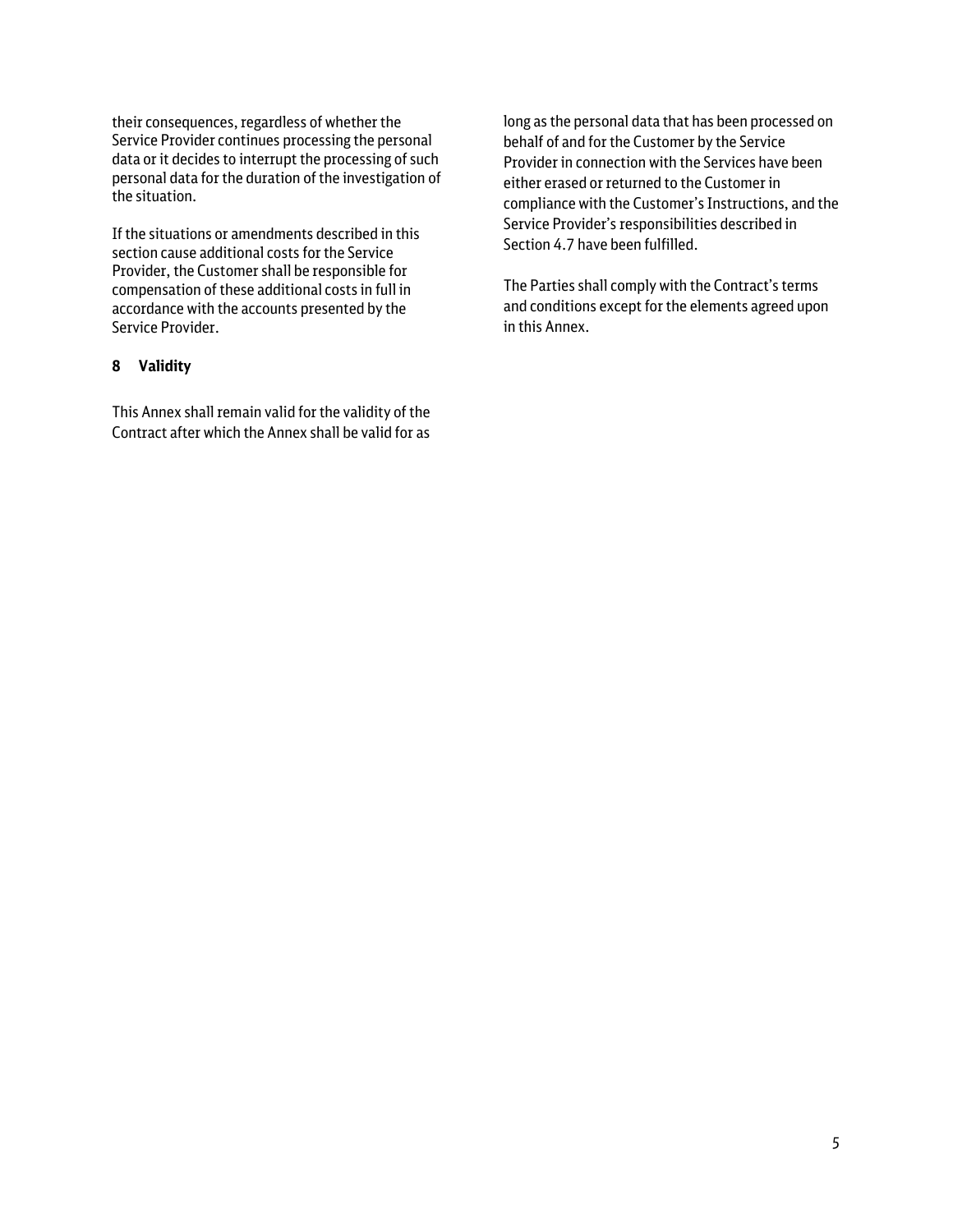their consequences, regardless of whether the Service Provider continues processing the personal data or it decides to interrupt the processing of such personal data for the duration of the investigation of the situation.

If the situations or amendments described in this section cause additional costs for the Service Provider, the Customer shall be responsible for compensation of these additional costs in full in accordance with the accounts presented by the Service Provider.

## 8 Validity

This Annex shall remain valid for the validity of the Contract after which the Annex shall be valid for as long as the personal data that has been processed on behalf of and for the Customer by the Service Provider in connection with the Services have been either erased or returned to the Customer in compliance with the Customer's Instructions, and the Service Provider's responsibilities described in Section 4.7 have been fulfilled.

The Parties shall comply with the Contract's terms and conditions except for the elements agreed upon in this Annex.